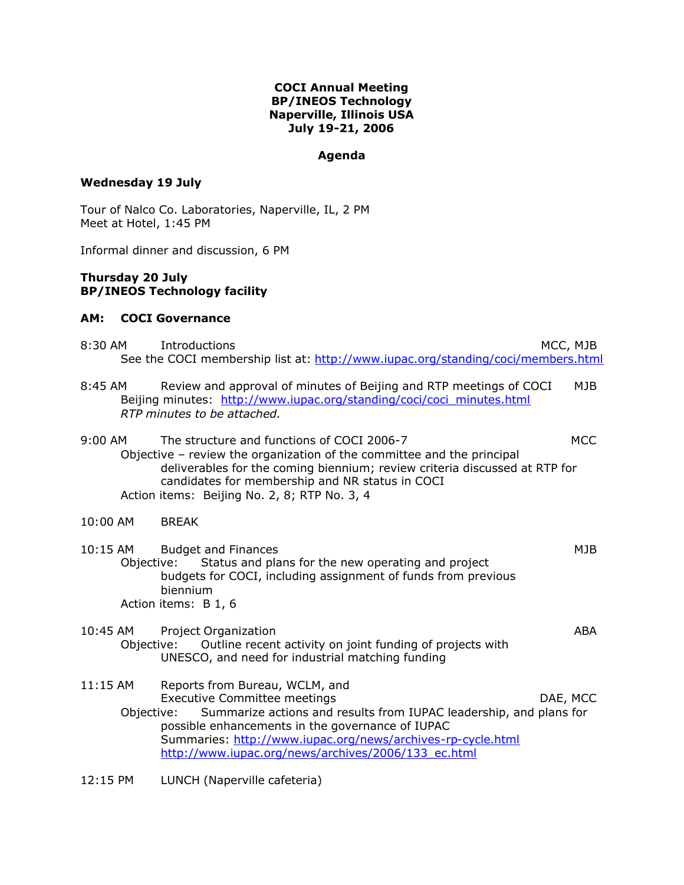**COCI Annual Meeting**
**BP/INEOS Technology**
**Naperville, Illinois USA**
**July 19-21, 2006**

**Agenda**

**Wednesday 19 July**

Tour of Nalco Co. Laboratories, Naperville, IL, 2 PM
Meet at Hotel, 1:45 PM

Informal dinner and discussion, 6 PM

**Thursday 20 July**
**BP/INEOS Technology facility**

**AM: COCI Governance**

8:30 AM Introductions — MCC, MJB
See the COCI membership list at: http://www.iupac.org/standing/coci/members.html

8:45 AM Review and approval of minutes of Beijing and RTP meetings of COCI — MJB
Beijing minutes: http://www.iupac.org/standing/coci/coci_minutes.html
*RTP minutes to be attached.*

9:00 AM The structure and functions of COCI 2006-7 — MCC
Objective – review the organization of the committee and the principal deliverables for the coming biennium; review criteria discussed at RTP for candidates for membership and NR status in COCI
Action items: Beijing No. 2, 8; RTP No. 3, 4

10:00 AM BREAK

10:15 AM Budget and Finances — MJB
Objective: Status and plans for the new operating and project budgets for COCI, including assignment of funds from previous biennium
Action items: B 1, 6

10:45 AM Project Organization — ABA
Objective: Outline recent activity on joint funding of projects with UNESCO, and need for industrial matching funding

11:15 AM Reports from Bureau, WCLM, and Executive Committee meetings — DAE, MCC
Objective: Summarize actions and results from IUPAC leadership, and plans for possible enhancements in the governance of IUPAC
Summaries: http://www.iupac.org/news/archives-rp-cycle.html
http://www.iupac.org/news/archives/2006/133_ec.html

12:15 PM LUNCH (Naperville cafeteria)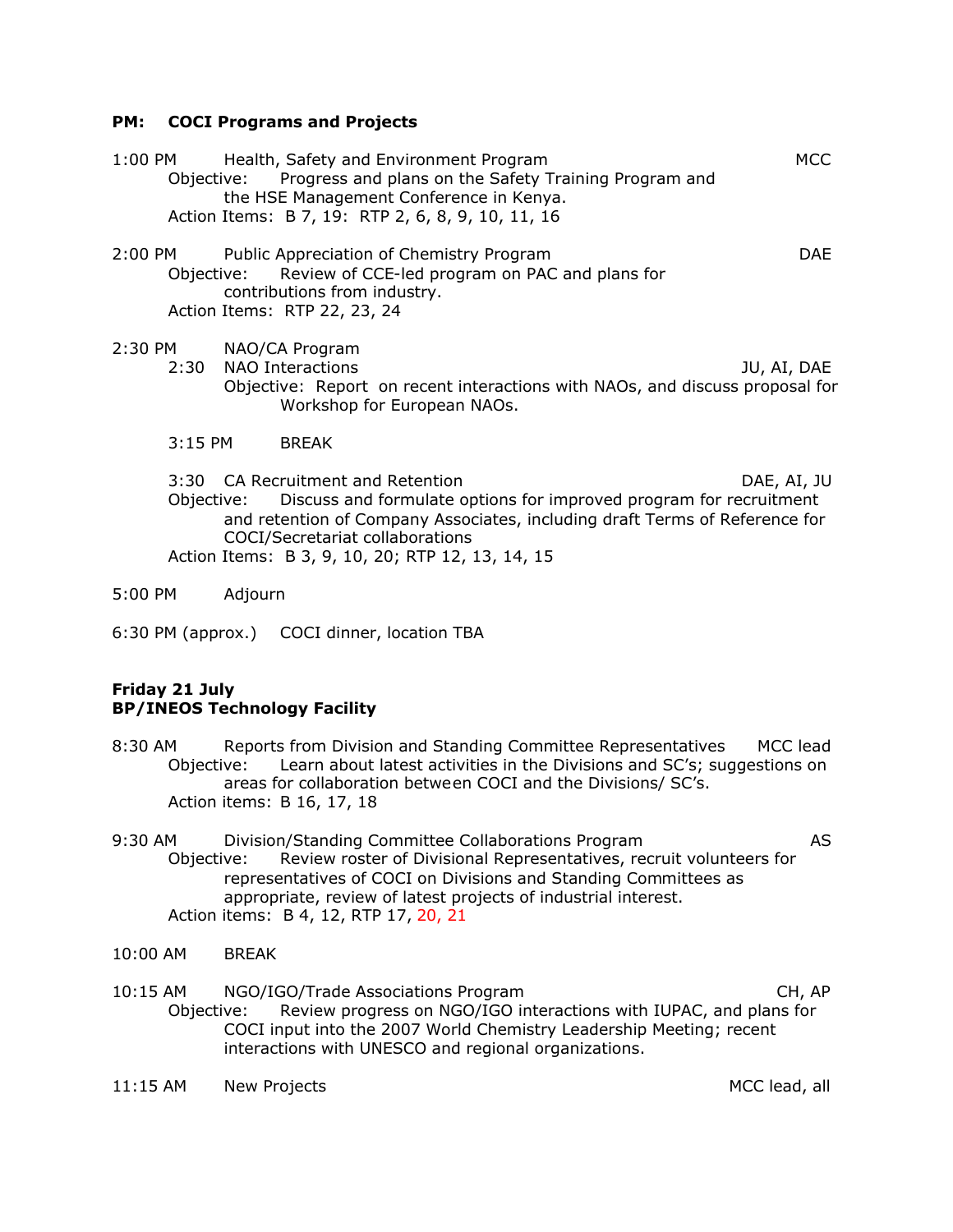**PM: COCI Programs and Projects**

1:00 PM Health, Safety and Environment Program — MCC
Objective: Progress and plans on the Safety Training Program and the HSE Management Conference in Kenya.
Action Items: B 7, 19: RTP 2, 6, 8, 9, 10, 11, 16

2:00 PM Public Appreciation of Chemistry Program — DAE
Objective: Review of CCE-led program on PAC and plans for contributions from industry.
Action Items: RTP 22, 23, 24

2:30 PM NAO/CA Program
2:30 NAO Interactions — JU, AI, DAE
Objective: Report on recent interactions with NAOs, and discuss proposal for Workshop for European NAOs.

3:15 PM BREAK

3:30 CA Recruitment and Retention — DAE, AI, JU
Objective: Discuss and formulate options for improved program for recruitment and retention of Company Associates, including draft Terms of Reference for COCI/Secretariat collaborations
Action Items: B 3, 9, 10, 20; RTP 12, 13, 14, 15

5:00 PM Adjourn

6:30 PM (approx.) COCI dinner, location TBA

**Friday 21 July**
**BP/INEOS Technology Facility**

8:30 AM Reports from Division and Standing Committee Representatives — MCC lead
Objective: Learn about latest activities in the Divisions and SC's; suggestions on areas for collaboration between COCI and the Divisions/ SC's.
Action items: B 16, 17, 18

9:30 AM Division/Standing Committee Collaborations Program — AS
Objective: Review roster of Divisional Representatives, recruit volunteers for representatives of COCI on Divisions and Standing Committees as appropriate, review of latest projects of industrial interest.
Action items: B 4, 12, RTP 17, 20, 21

10:00 AM BREAK

10:15 AM NGO/IGO/Trade Associations Program — CH, AP
Objective: Review progress on NGO/IGO interactions with IUPAC, and plans for COCI input into the 2007 World Chemistry Leadership Meeting; recent interactions with UNESCO and regional organizations.

11:15 AM New Projects — MCC lead, all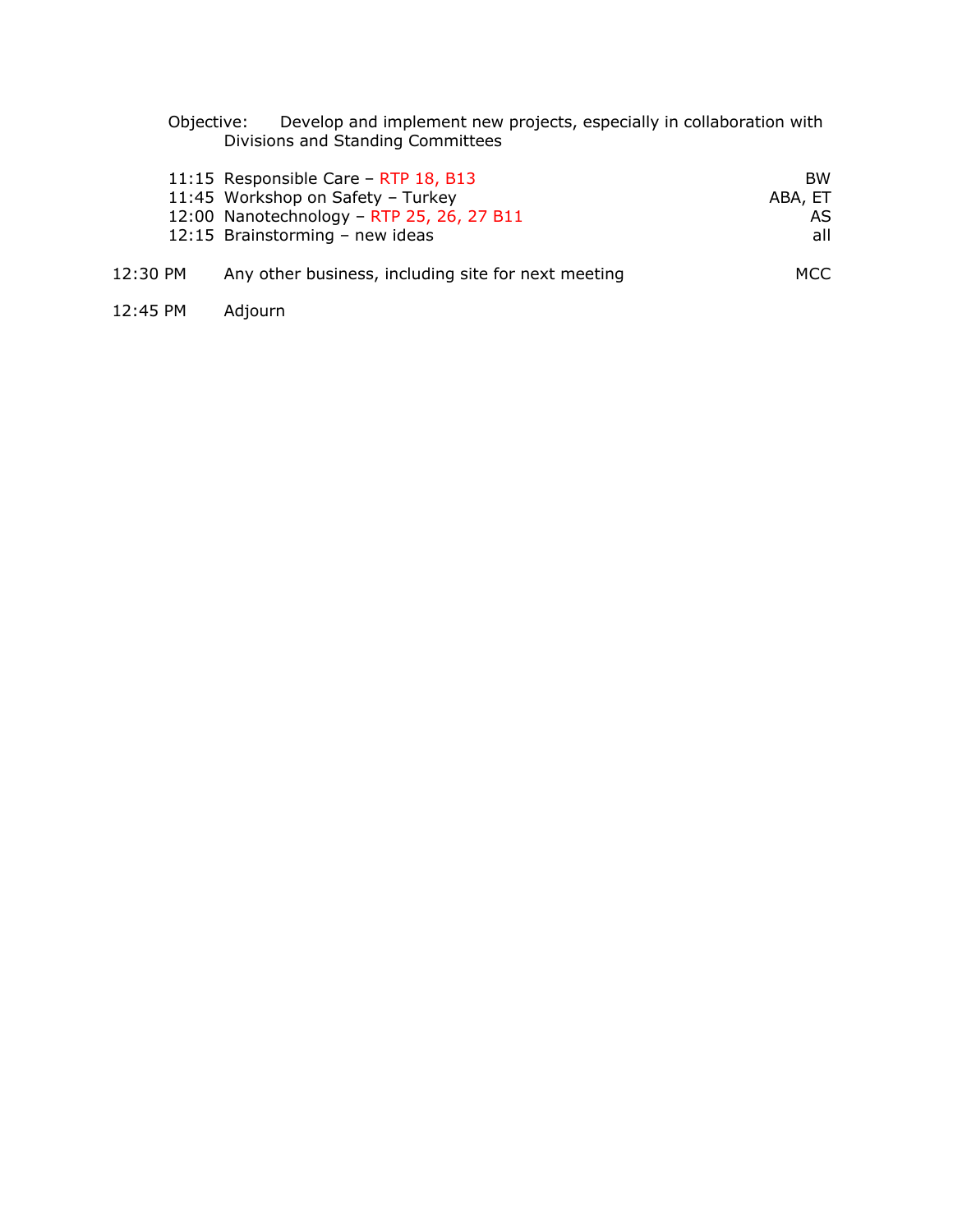Objective: Develop and implement new projects, especially in collaboration with Divisions and Standing Committees

| | | |
|---|---|---|
| 11:15 | Responsible Care – RTP 18, B13 | BW |
| 11:45 | Workshop on Safety – Turkey | ABA, ET |
| 12:00 | Nanotechnology – RTP 25, 26, 27 B11 | AS |
| 12:15 | Brainstorming – new ideas | all |

| | | |
|---|---|---|
| 12:30 PM | Any other business, including site for next meeting | MCC |
| 12:45 PM | Adjourn | |